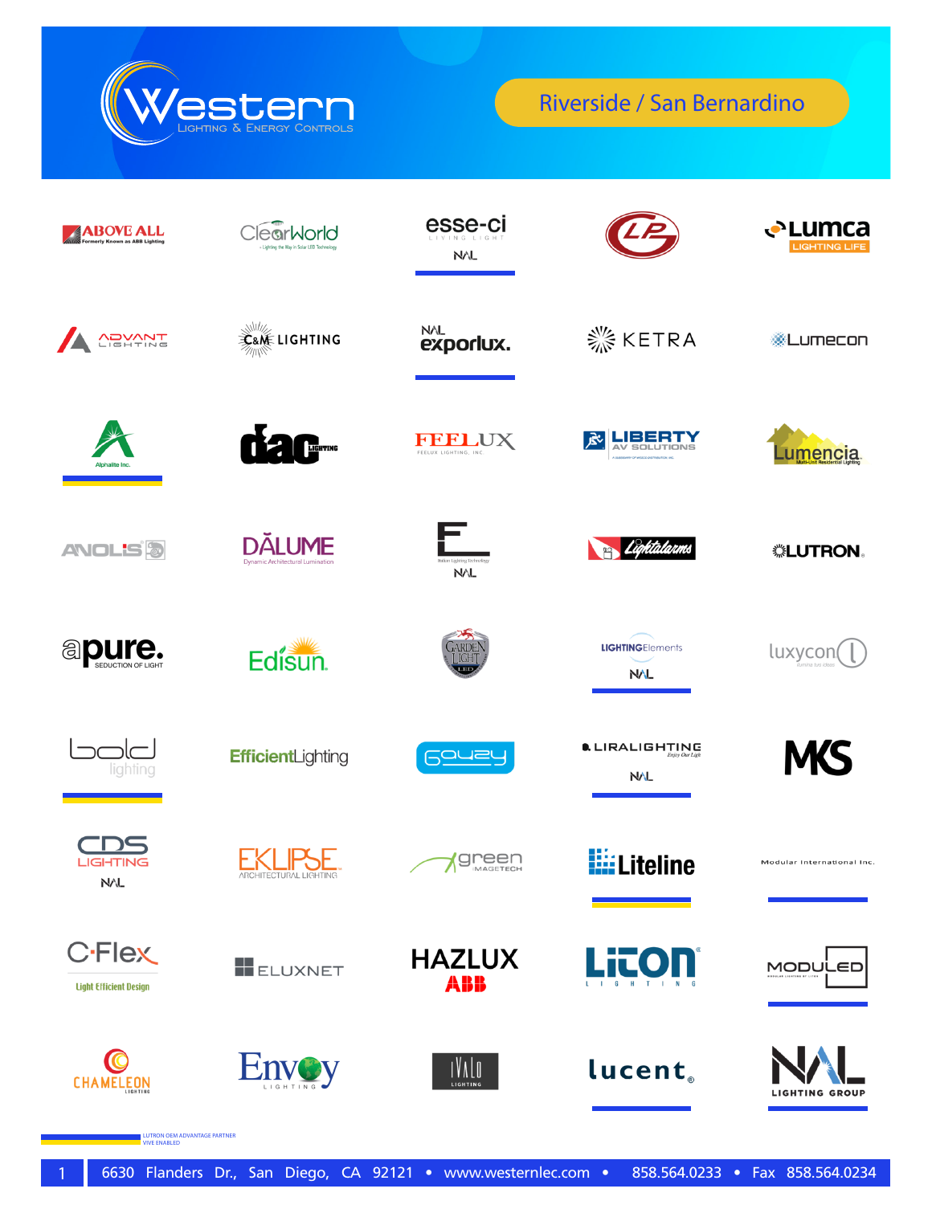# Western Lighting & Energy Controls

## Riverside / San Bernardino

| | | | | |
|---|---|---|---|---|
| ABOVE ALL (Formerly Known as ABB Lighting) | ClearWorld (Lighting the Way in Solar LED Technology) | esse-ci Living Light (NAL) | LP | Lumca Lighting Life |
| Advant Lighting | C&M Lighting | NAL exporlux. | KETRA | Lumecon |
| Alphalite Inc. | dac Lighting | FEELUX (Feelux Lighting, Inc.) | Liberty AV Solutions | Lumencia (Multi-Unit Residential Lighting) |
| ANOLIS | DĀLUME (Dynamic Architectural Lumination) | F (Italian Lighting Technology) (NAL) | Lightalarms | LUTRON |
| apure (Seduction of Light) | Edisun | Garden Light LED | LightingElements (NAL) | luxycon |
| bold lighting | EfficientLighting | Gouzy | LIRALIGHTING (Enjoy Our Light) (NAL) | MKS |
| CDS Lighting (NAL) | EKLIPSE Architectural Lighting | green Imagetech | Liteline | Modular International Inc. |
| C-Flex (Light Efficient Design) | ELUXNET | HAZLUX ABB | LiTON Lighting | MODULED |
| Chameleon Lighting | Envoy Lighting | iVALO Lighting | lucent | NAL Lighting Group |

LUTRON OEM ADVANTAGE PARTNER
VIVE ENABLED

6630 Flanders Dr., San Diego, CA 92121 • www.westernlec.com • 858.564.0233 • Fax 858.564.0234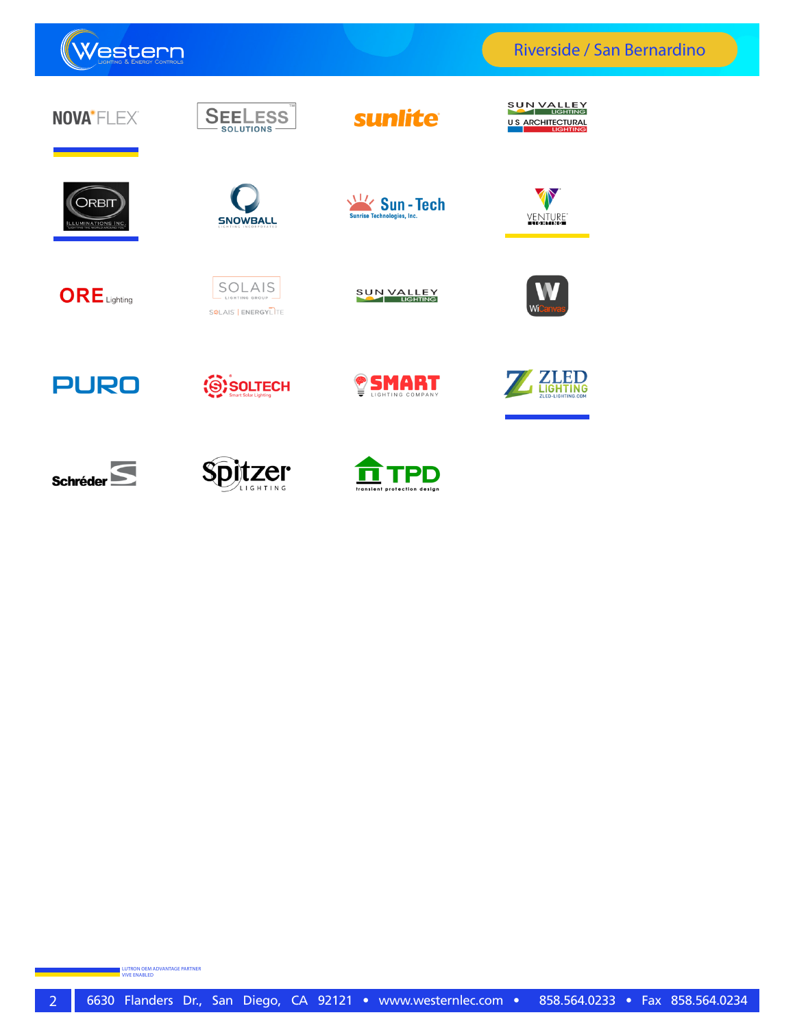Riverside / San Bernardino

| | | | |
|---|---|---|---|
| NOVA FLEX | SEELESS SOLUTIONS | sunlite | SUN VALLEY LIGHTING / US ARCHITECTURAL LIGHTING |
| ORBIT ILLUMINATIONS INC. | SNOWBALL | Sun-Tech Sunrise Technologies, Inc. | VENTURE LIGHTING |
| ORE Lighting | SOLAIS LIGHTING GROUP / SOLAIS \| ENERGYLITE | SUN VALLEY LIGHTING | WiCanvas |
| PURO | SOLTECH Smart Solar Lighting | SMART LIGHTING COMPANY | ZLED LIGHTING ZLED-LIGHTING.COM |
| Schréder | Spitzer LIGHTING | TPD transient protection design | |

LUTRON OEM ADVANTAGE PARTNER
VIVE ENABLED

6630 Flanders Dr., San Diego, CA 92121 • www.westernlec.com • 858.564.0233 • Fax 858.564.0234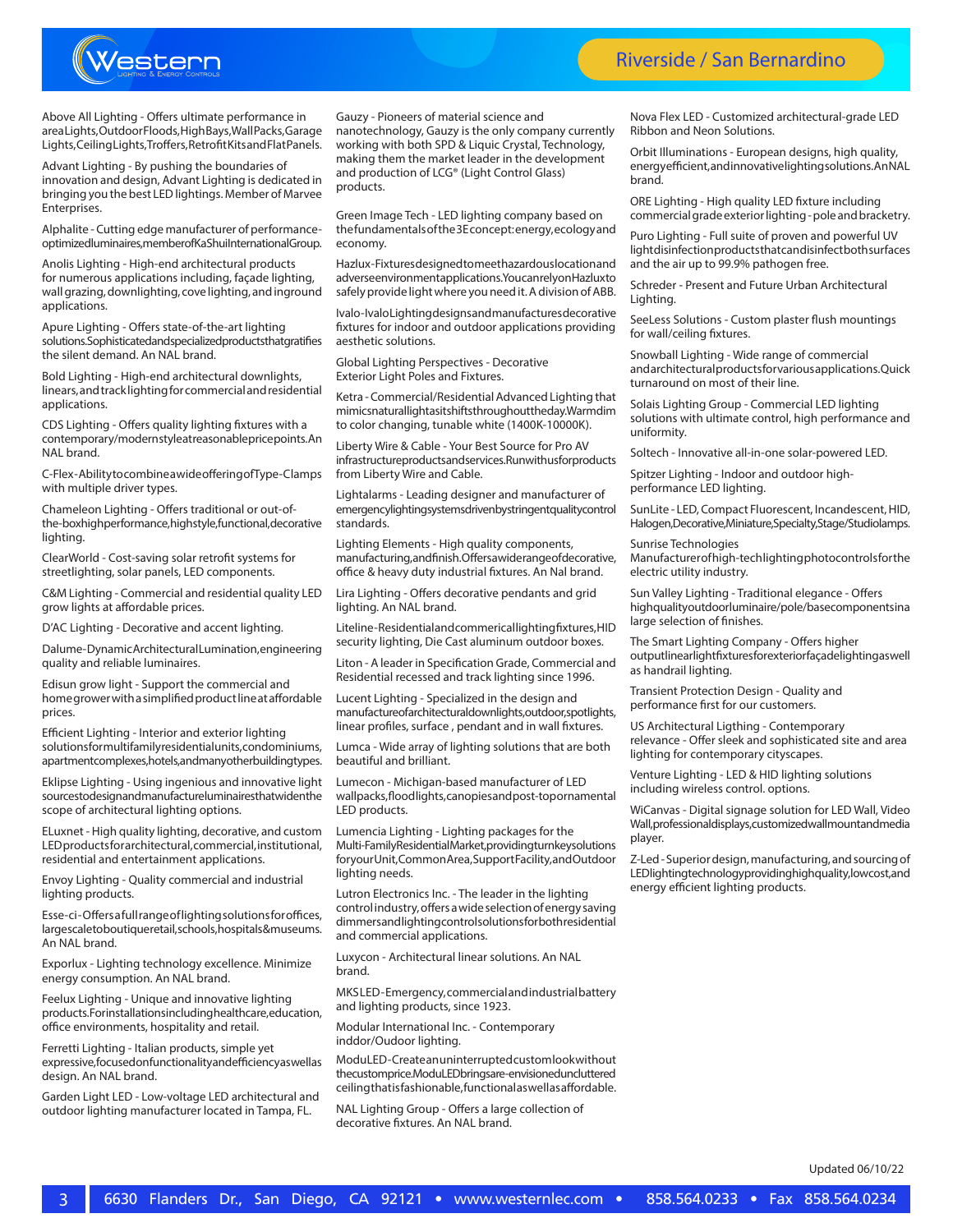## Riverside / San Bernardino

Above All Lighting - Offers ultimate performance in area Lights, Outdoor Floods, High Bays, Wall Packs, Garage Lights, Ceiling Lights, Troffers, Retrofit Kits and Flat Panels.

Advant Lighting - By pushing the boundaries of innovation and design, Advant Lighting is dedicated in bringing you the best LED lightings. Member of Marvee Enterprises.

Alphalite - Cutting edge manufacturer of performance-optimized luminaires, member of Ka Shui International Group.

Anolis Lighting - High-end architectural products for numerous applications including, façade lighting, wall grazing, downlighting, cove lighting, and inground applications.

Apure Lighting - Offers state-of-the-art lighting solutions. Sophisticated and specialized products that gratifies the silent demand. An NAL brand.

Bold Lighting - High-end architectural downlights, linears, and track lighting for commercial and residential applications.

CDS Lighting - Offers quality lighting fixtures with a contemporary/modern style at reasonable price points. An NAL brand.

C-Flex - Ability to combine a wide offering of Type-Clamps with multiple driver types.

Chameleon Lighting - Offers traditional or out-of-the-box high performance, high style, functional, decorative lighting.

ClearWorld - Cost-saving solar retrofit systems for streetlighting, solar panels, LED components.

C&M Lighting - Commercial and residential quality LED grow lights at affordable prices.

D'AC Lighting - Decorative and accent lighting.

Dalume - Dynamic Architectural Lumination, engineering quality and reliable luminaires.

Edisun grow light - Support the commercial and home grower with a simplified product line at affordable prices.

Efficient Lighting - Interior and exterior lighting solutions for multifamily residential units, condominiums, apartment complexes, hotels, and many other building types.

Eklipse Lighting - Using ingenious and innovative light sources to design and manufacture luminaires that widen the scope of architectural lighting options.

ELuxnet - High quality lighting, decorative, and custom LED products for architectural, commercial, institutional, residential and entertainment applications.

Envoy Lighting - Quality commercial and industrial lighting products.

Esse-ci - Offers a full range of lighting solutions for offices, large scale to boutique retail, schools, hospitals & museums. An NAL brand.

Exporlux - Lighting technology excellence. Minimize energy consumption. An NAL brand.

Feelux Lighting - Unique and innovative lighting products. For installations including healthcare, education, office environments, hospitality and retail.

Ferretti Lighting - Italian products, simple yet expressive, focused on functionality and efficiency as well as design. An NAL brand.

Garden Light LED - Low-voltage LED architectural and outdoor lighting manufacturer located in Tampa, FL.

Gauzy - Pioneers of material science and nanotechnology, Gauzy is the only company currently working with both SPD & Liquic Crystal, Technology, making them the market leader in the development and production of LCG® (Light Control Glass) products.

Green Image Tech - LED lighting company based on the fundamentals of the 3E concept: energy, ecology and economy.

Hazlux - Fixtures designed to meet hazardous location and adverse environment applications. You can rely on Hazlux to safely provide light where you need it. A division of ABB.

Ivalo - Ivalo Lighting designs and manufactures decorative fixtures for indoor and outdoor applications providing aesthetic solutions.

Global Lighting Perspectives - Decorative Exterior Light Poles and Fixtures.

Ketra - Commercial/Residential Advanced Lighting that mimics natural light as it shifts throughout the day. Warm dim to color changing, tunable white (1400K-10000K).

Liberty Wire & Cable - Your Best Source for Pro AV infrastructure products and services. Run with us for products from Liberty Wire and Cable.

Lightalarms - Leading designer and manufacturer of emergency lighting systems driven by stringent quality control standards.

Lighting Elements - High quality components, manufacturing, and finish. Offers a wide range of decorative, office & heavy duty industrial fixtures. An Nal brand.

Lira Lighting - Offers decorative pendants and grid lighting. An NAL brand.

Liteline - Residential and commerical lighting fixtures, HID security lighting, Die Cast aluminum outdoor boxes.

Liton - A leader in Specification Grade, Commercial and Residential recessed and track lighting since 1996.

Lucent Lighting - Specialized in the design and manufacture of architectural downlights, outdoor, spotlights, linear profiles, surface , pendant and in wall fixtures.

Lumca - Wide array of lighting solutions that are both beautiful and brilliant.

Lumecon - Michigan-based manufacturer of LED wallpacks, floodlights, canopies and post-top ornamental LED products.

Lumencia Lighting - Lighting packages for the Multi-Family Residential Market, providing turnkey solutions for your Unit, Common Area, Support Facility, and Outdoor lighting needs.

Lutron Electronics Inc. - The leader in the lighting control industry, offers a wide selection of energy saving dimmers and lighting control solutions for both residential and commercial applications.

Luxycon - Architectural linear solutions. An NAL brand.

MKS LED - Emergency, commercial and industrial battery and lighting products, since 1923.

Modular International Inc. - Contemporary inddor/Oudoor lighting.

ModuLED - Create an uninterrupted custom look without the custom price. ModuLED brings a re-envisioned uncluttered ceiling that is fashionable, functional as well as affordable.

NAL Lighting Group - Offers a large collection of decorative fixtures. An NAL brand.

Nova Flex LED - Customized architectural-grade LED Ribbon and Neon Solutions.

Orbit Illuminations - European designs, high quality, energy efficient, and innovative lighting solutions. An NAL brand.

ORE Lighting - High quality LED fixture including commercial grade exterior lighting - pole and bracketry.

Puro Lighting - Full suite of proven and powerful UV light disinfection products that can disinfect both surfaces and the air up to 99.9% pathogen free.

Schreder - Present and Future Urban Architectural Lighting.

SeeLess Solutions - Custom plaster flush mountings for wall/ceiling fixtures.

Snowball Lighting - Wide range of commercial and architectural products for various applications. Quick turnaround on most of their line.

Solais Lighting Group - Commercial LED lighting solutions with ultimate control, high performance and uniformity.

Soltech - Innovative all-in-one solar-powered LED.

Spitzer Lighting - Indoor and outdoor high-performance LED lighting.

SunLite - LED, Compact Fluorescent, Incandescent, HID, Halogen, Decorative, Miniature, Specialty, Stage/Studio lamps.

Sunrise Technologies Manufacturer of high-tech lighting photocontrols for the electric utility industry.

Sun Valley Lighting - Traditional elegance - Offers high quality outdoor luminaire/pole/base components in a large selection of finishes.

The Smart Lighting Company - Offers higher output linear light fixtures for exterior façade lighting as well as handrail lighting.

Transient Protection Design - Quality and performance first for our customers.

US Architectural Ligthing - Contemporary relevance - Offer sleek and sophisticated site and area lighting for contemporary cityscapes.

Venture Lighting - LED & HID lighting solutions including wireless control. options.

WiCanvas - Digital signage solution for LED Wall, Video Wall, professional displays, customized wall mount and media player.

Z-Led - Superior design, manufacturing, and sourcing of LED lighting technology providing high quality, low cost, and energy efficient lighting products.

Updated 06/10/22

6630 Flanders Dr., San Diego, CA 92121 • www.westernlec.com • 858.564.0233 • Fax 858.564.0234